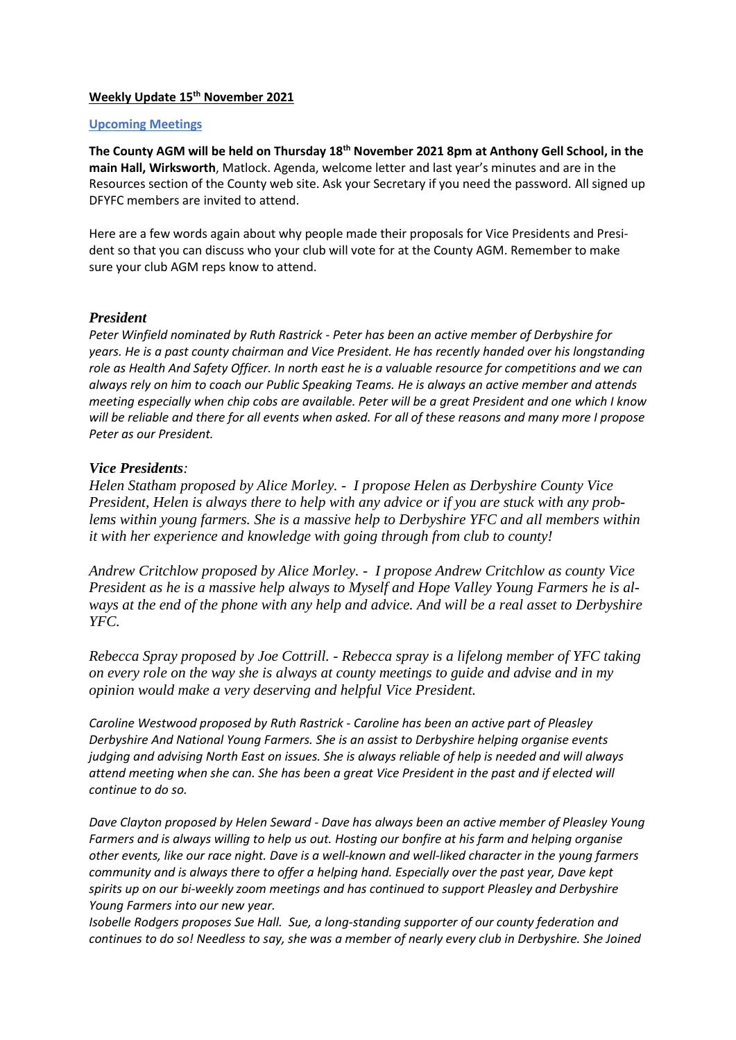**Weekly Update 15th November 2021**

**Upcoming Meetings**

**The County AGM will be held on Thursday 18th November 2021 8pm at Anthony Gell School, in the main Hall, Wirksworth**, Matlock. Agenda, welcome letter and last year's minutes and are in the Resources section of the County web site. Ask your Secretary if you need the password. All signed up DFYFC members are invited to attend.

Here are a few words again about why people made their proposals for Vice Presidents and President so that you can discuss who your club will vote for at the County AGM. Remember to make sure your club AGM reps know to attend.

### *President*

*Peter Winfield nominated by Ruth Rastrick - Peter has been an active member of Derbyshire for years. He is a past county chairman and Vice President. He has recently handed over his longstanding role as Health And Safety Officer. In north east he is a valuable resource for competitions and we can always rely on him to coach our Public Speaking Teams. He is always an active member and attends meeting especially when chip cobs are available. Peter will be a great President and one which I know will be reliable and there for all events when asked. For all of these reasons and many more I propose Peter as our President.*

### *Vice Presidents:*

*Helen Statham proposed by Alice Morley. - I propose Helen as Derbyshire County Vice President, Helen is always there to help with any advice or if you are stuck with any problems within young farmers. She is a massive help to Derbyshire YFC and all members within it with her experience and knowledge with going through from club to county!*

*Andrew Critchlow proposed by Alice Morley. - I propose Andrew Critchlow as county Vice President as he is a massive help always to Myself and Hope Valley Young Farmers he is always at the end of the phone with any help and advice. And will be a real asset to Derbyshire YFC.*

*Rebecca Spray proposed by Joe Cottrill. - Rebecca spray is a lifelong member of YFC taking on every role on the way she is always at county meetings to guide and advise and in my opinion would make a very deserving and helpful Vice President.*

*Caroline Westwood proposed by Ruth Rastrick - Caroline has been an active part of Pleasley Derbyshire And National Young Farmers. She is an assist to Derbyshire helping organise events judging and advising North East on issues. She is always reliable of help is needed and will always attend meeting when she can. She has been a great Vice President in the past and if elected will continue to do so.*

*Dave Clayton proposed by Helen Seward - Dave has always been an active member of Pleasley Young Farmers and is always willing to help us out. Hosting our bonfire at his farm and helping organise other events, like our race night. Dave is a well-known and well-liked character in the young farmers community and is always there to offer a helping hand. Especially over the past year, Dave kept spirits up on our bi-weekly zoom meetings and has continued to support Pleasley and Derbyshire Young Farmers into our new year.*
*Isobelle Rodgers proposes Sue Hall. Sue, a long-standing supporter of our county federation and continues to do so! Needless to say, she was a member of nearly every club in Derbyshire. She Joined*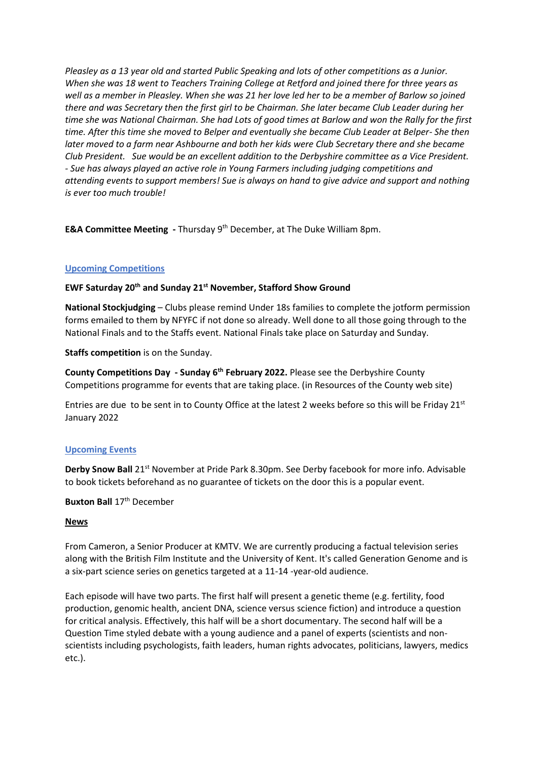*Pleasley as a 13 year old and started Public Speaking and lots of other competitions as a Junior. When she was 18 went to Teachers Training College at Retford and joined there for three years as well as a member in Pleasley. When she was 21 her love led her to be a member of Barlow so joined there and was Secretary then the first girl to be Chairman. She later became Club Leader during her time she was National Chairman. She had Lots of good times at Barlow and won the Rally for the first time. After this time she moved to Belper and eventually she became Club Leader at Belper- She then later moved to a farm near Ashbourne and both her kids were Club Secretary there and she became Club President. Sue would be an excellent addition to the Derbyshire committee as a Vice President. - Sue has always played an active role in Young Farmers including judging competitions and attending events to support members! Sue is always on hand to give advice and support and nothing is ever too much trouble!*

**E&A Committee Meeting -** Thursday 9th December, at The Duke William 8pm.

## Upcoming Competitions

**EWF Saturday 20th and Sunday 21st November, Stafford Show Ground**

**National Stockjudging** – Clubs please remind Under 18s families to complete the jotform permission forms emailed to them by NFYFC if not done so already. Well done to all those going through to the National Finals and to the Staffs event. National Finals take place on Saturday and Sunday.

**Staffs competition** is on the Sunday.

**County Competitions Day - Sunday 6th February 2022.** Please see the Derbyshire County Competitions programme for events that are taking place. (in Resources of the County web site)

Entries are due to be sent in to County Office at the latest 2 weeks before so this will be Friday 21st January 2022

## Upcoming Events

**Derby Snow Ball** 21st November at Pride Park 8.30pm. See Derby facebook for more info. Advisable to book tickets beforehand as no guarantee of tickets on the door this is a popular event.

**Buxton Ball** 17th December

## News

From Cameron, a Senior Producer at KMTV. We are currently producing a factual television series along with the British Film Institute and the University of Kent. It's called Generation Genome and is a six-part science series on genetics targeted at a 11-14 -year-old audience.

Each episode will have two parts. The first half will present a genetic theme (e.g. fertility, food production, genomic health, ancient DNA, science versus science fiction) and introduce a question for critical analysis. Effectively, this half will be a short documentary. The second half will be a Question Time styled debate with a young audience and a panel of experts (scientists and non-scientists including psychologists, faith leaders, human rights advocates, politicians, lawyers, medics etc.).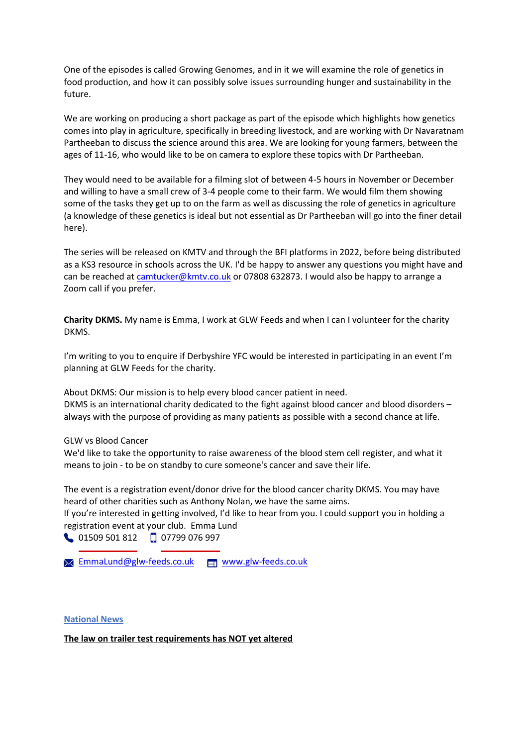One of the episodes is called Growing Genomes, and in it we will examine the role of genetics in food production, and how it can possibly solve issues surrounding hunger and sustainability in the future.

We are working on producing a short package as part of the episode which highlights how genetics comes into play in agriculture, specifically in breeding livestock, and are working with Dr Navaratnam Partheeban to discuss the science around this area. We are looking for young farmers, between the ages of 11-16, who would like to be on camera to explore these topics with Dr Partheeban.

They would need to be available for a filming slot of between 4-5 hours in November or December and willing to have a small crew of 3-4 people come to their farm. We would film them showing some of the tasks they get up to on the farm as well as discussing the role of genetics in agriculture (a knowledge of these genetics is ideal but not essential as Dr Partheeban will go into the finer detail here).

The series will be released on KMTV and through the BFI platforms in 2022, before being distributed as a KS3 resource in schools across the UK. I'd be happy to answer any questions you might have and can be reached at [camtucker@kmtv.co.uk](mailto:camtucker@kmtv.co.uk) or 07808 632873. I would also be happy to arrange a Zoom call if you prefer.

**Charity DKMS.** My name is Emma, I work at GLW Feeds and when I can I volunteer for the charity DKMS.

I'm writing to you to enquire if Derbyshire YFC would be interested in participating in an event I'm planning at GLW Feeds for the charity.

About DKMS: Our mission is to help every blood cancer patient in need.
DKMS is an international charity dedicated to the fight against blood cancer and blood disorders – always with the purpose of providing as many patients as possible with a second chance at life.

GLW vs Blood Cancer
We'd like to take the opportunity to raise awareness of the blood stem cell register, and what it means to join - to be on standby to cure someone's cancer and save their life.

The event is a registration event/donor drive for the blood cancer charity DKMS. You may have heard of other charities such as Anthony Nolan, we have the same aims.
If you're interested in getting involved, I'd like to hear from you. I could support you in holding a registration event at your club. Emma Lund
01509 501 812 07799 076 997

[EmmaLund@glw-feeds.co.uk](mailto:EmmaLund@glw-feeds.co.uk) [www.glw-feeds.co.uk](http://www.glw-feeds.co.uk)

## National News

**The law on trailer test requirements has NOT yet altered**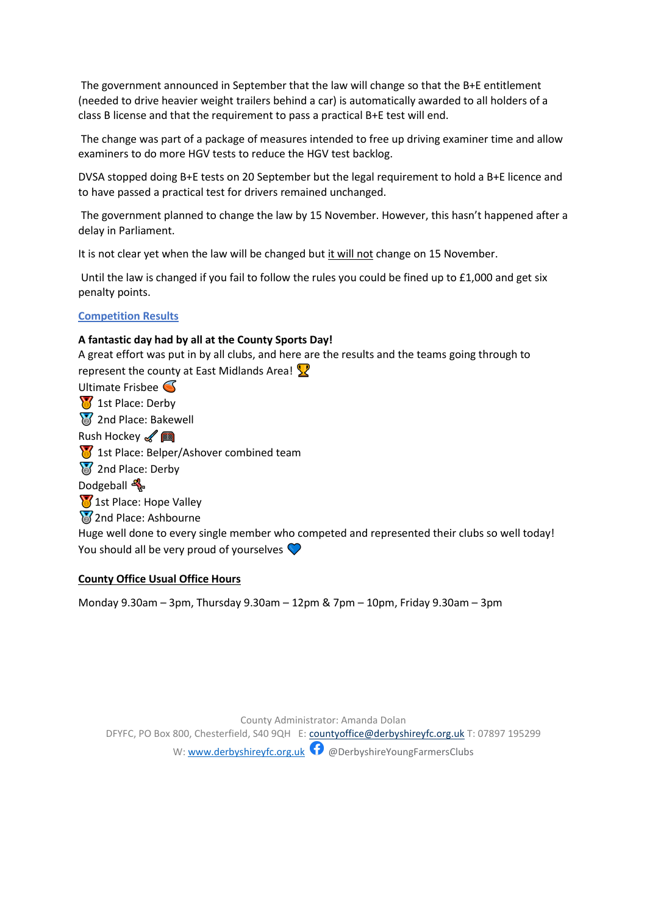The government announced in September that the law will change so that the B+E entitlement (needed to drive heavier weight trailers behind a car) is automatically awarded to all holders of a class B license and that the requirement to pass a practical B+E test will end.

The change was part of a package of measures intended to free up driving examiner time and allow examiners to do more HGV tests to reduce the HGV test backlog.

DVSA stopped doing B+E tests on 20 September but the legal requirement to hold a B+E licence and to have passed a practical test for drivers remained unchanged.

The government planned to change the law by 15 November. However, this hasn't happened after a delay in Parliament.

It is not clear yet when the law will be changed but it will not change on 15 November.

Until the law is changed if you fail to follow the rules you could be fined up to £1,000 and get six penalty points.

## Competition Results

**A fantastic day had by all at the County Sports Day!**

A great effort was put in by all clubs, and here are the results and the teams going through to represent the county at East Midlands Area! 🏆

Ultimate Frisbee 🥏

🥇 1st Place: Derby

🥈 2nd Place: Bakewell

Rush Hockey 🏑 🥅

🥇 1st Place: Belper/Ashover combined team

🥈 2nd Place: Derby

Dodgeball 🤾

🥇 1st Place: Hope Valley

🥈 2nd Place: Ashbourne

Huge well done to every single member who competed and represented their clubs so well today! You should all be very proud of yourselves 💙

## County Office Usual Office Hours

Monday 9.30am – 3pm, Thursday 9.30am – 12pm & 7pm – 10pm, Friday 9.30am – 3pm

County Administrator: Amanda Dolan
DFYFC, PO Box 800, Chesterfield, S40 9QH E: countyoffice@derbyshireyfc.org.uk T: 07897 195299
W: www.derbyshireyfc.org.uk @DerbyshireYoungFarmersClubs